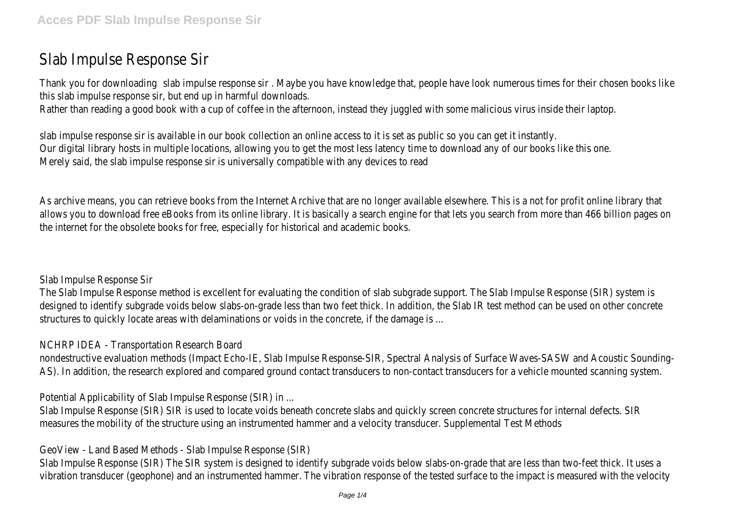# Slab Impulse Response Sir

Thank you for downloading slab impulse response sir . Maybe you have knowledge that, people have look numerous times for their chosen books like this slab impulse response sir, but end up in harmful downloads.
Rather than reading a good book with a cup of coffee in the afternoon, instead they juggled with some malicious virus inside their laptop.

slab impulse response sir is available in our book collection an online access to it is set as public so you can get it instantly.
Our digital library hosts in multiple locations, allowing you to get the most less latency time to download any of our books like this one.
Merely said, the slab impulse response sir is universally compatible with any devices to read

As archive means, you can retrieve books from the Internet Archive that are no longer available elsewhere. This is a not for profit online library that allows you to download free eBooks from its online library. It is basically a search engine for that lets you search from more than 466 billion pages on the internet for the obsolete books for free, especially for historical and academic books.

## Slab Impulse Response Sir

The Slab Impulse Response method is excellent for evaluating the condition of slab subgrade support. The Slab Impulse Response (SIR) system is designed to identify subgrade voids below slabs-on-grade less than two feet thick. In addition, the Slab IR test method can be used on other concrete structures to quickly locate areas with delaminations or voids in the concrete, if the damage is ...

## NCHRP IDEA - Transportation Research Board

nondestructive evaluation methods (Impact Echo-IE, Slab Impulse Response-SIR, Spectral Analysis of Surface Waves-SASW and Acoustic Sounding-AS). In addition, the research explored and compared ground contact transducers to non-contact transducers for a vehicle mounted scanning system.

## Potential Applicability of Slab Impulse Response (SIR) in ...

Slab Impulse Response (SIR) SIR is used to locate voids beneath concrete slabs and quickly screen concrete structures for internal defects. SIR measures the mobility of the structure using an instrumented hammer and a velocity transducer. Supplemental Test Methods

## GeoView - Land Based Methods - Slab Impulse Response (SIR)

Slab Impulse Response (SIR) The SIR system is designed to identify subgrade voids below slabs-on-grade that are less than two-feet thick. It uses a vibration transducer (geophone) and an instrumented hammer. The vibration response of the tested surface to the impact is measured with the velocity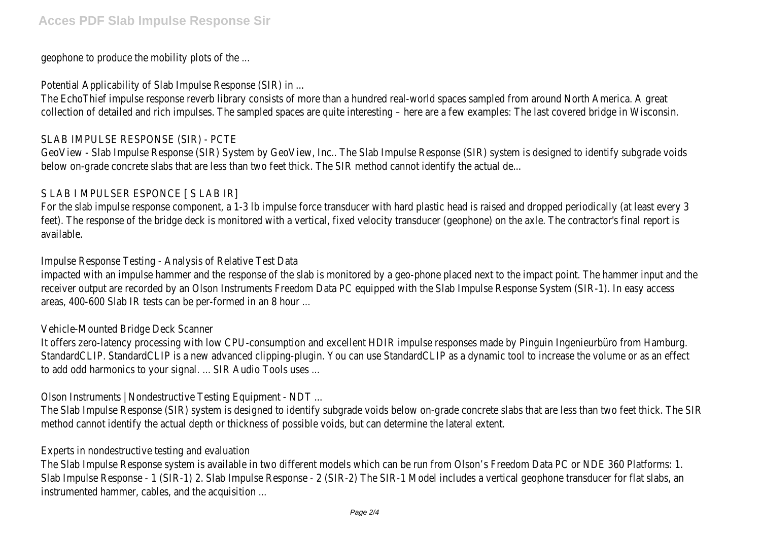geophone to produce the mobility plots of the ...

Potential Applicability of Slab Impulse Response (SIR) in ...

The EchoThief impulse response reverb library consists of more than a hundred real-world spaces sampled from around North America. A great collection of detailed and rich impulses. The sampled spaces are quite interesting – here are a few examples: The last covered bridge in Wisconsin.

SLAB IMPULSE RESPONSE (SIR) - PCTE

GeoView - Slab Impulse Response (SIR) System by GeoView, Inc.. The Slab Impulse Response (SIR) system is designed to identify subgrade voids below on-grade concrete slabs that are less than two feet thick. The SIR method cannot identify the actual de...

S LAB I MPULSER ESPONCE [ S LAB IR]

For the slab impulse response component, a 1-3 lb impulse force transducer with hard plastic head is raised and dropped periodically (at least every 3 feet). The response of the bridge deck is monitored with a vertical, fixed velocity transducer (geophone) on the axle. The contractor's final report is available.

Impulse Response Testing - Analysis of Relative Test Data

impacted with an impulse hammer and the response of the slab is monitored by a geo-phone placed next to the impact point. The hammer input and the receiver output are recorded by an Olson Instruments Freedom Data PC equipped with the Slab Impulse Response System (SIR-1). In easy access areas, 400-600 Slab IR tests can be per-formed in an 8 hour ...

Vehicle-Mounted Bridge Deck Scanner

It offers zero-latency processing with low CPU-consumption and excellent HDIR impulse responses made by Pinguin Ingenieurbüro from Hamburg. StandardCLIP. StandardCLIP is a new advanced clipping-plugin. You can use StandardCLIP as a dynamic tool to increase the volume or as an effect to add odd harmonics to your signal. ... SIR Audio Tools uses ...

Olson Instruments | Nondestructive Testing Equipment - NDT ...

The Slab Impulse Response (SIR) system is designed to identify subgrade voids below on-grade concrete slabs that are less than two feet thick. The SIR method cannot identify the actual depth or thickness of possible voids, but can determine the lateral extent.

Experts in nondestructive testing and evaluation

The Slab Impulse Response system is available in two different models which can be run from Olson's Freedom Data PC or NDE 360 Platforms: 1. Slab Impulse Response - 1 (SIR-1) 2. Slab Impulse Response - 2 (SIR-2) The SIR-1 Model includes a vertical geophone transducer for flat slabs, an instrumented hammer, cables, and the acquisition ...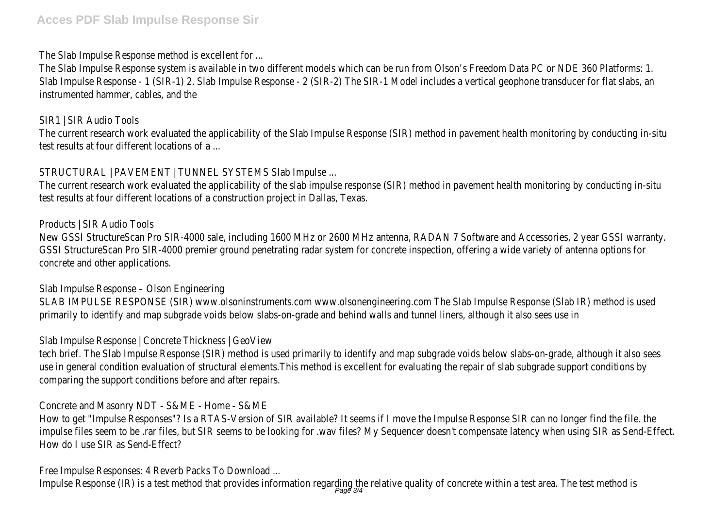The Slab Impulse Response method is excellent for ...

The Slab Impulse Response system is available in two different models which can be run from Olson's Freedom Data PC or NDE 360 Platforms: 1. Slab Impulse Response - 1 (SIR-1) 2. Slab Impulse Response - 2 (SIR-2) The SIR-1 Model includes a vertical geophone transducer for flat slabs, an instrumented hammer, cables, and the

SIR1 | SIR Audio Tools

The current research work evaluated the applicability of the Slab Impulse Response (SIR) method in pavement health monitoring by conducting in-situ test results at four different locations of a ...

STRUCTURAL | PAVEMENT | TUNNEL SYSTEMS Slab Impulse ...

The current research work evaluated the applicability of the slab impulse response (SIR) method in pavement health monitoring by conducting in-situ test results at four different locations of a construction project in Dallas, Texas.

Products | SIR Audio Tools

New GSSI StructureScan Pro SIR-4000 sale, including 1600 MHz or 2600 MHz antenna, RADAN 7 Software and Accessories, 2 year GSSI warranty. GSSI StructureScan Pro SIR-4000 premier ground penetrating radar system for concrete inspection, offering a wide variety of antenna options for concrete and other applications.

Slab Impulse Response – Olson Engineering

SLAB IMPULSE RESPONSE (SIR) www.olsoninstruments.com www.olsonengineering.com The Slab Impulse Response (Slab IR) method is used primarily to identify and map subgrade voids below slabs-on-grade and behind walls and tunnel liners, although it also sees use in

Slab Impulse Response | Concrete Thickness | GeoView

tech brief. The Slab Impulse Response (SIR) method is used primarily to identify and map subgrade voids below slabs-on-grade, although it also sees use in general condition evaluation of structural elements.This method is excellent for evaluating the repair of slab subgrade support conditions by comparing the support conditions before and after repairs.

Concrete and Masonry NDT - S&ME - Home - S&ME

How to get "Impulse Responses"? Is a RTAS-Version of SIR available? It seems if I move the Impulse Response SIR can no longer find the file. the impulse files seem to be .rar files, but SIR seems to be looking for .wav files? My Sequencer doesn't compensate latency when using SIR as Send-Effect. How do I use SIR as Send-Effect?

Free Impulse Responses: 4 Reverb Packs To Download ...

Impulse Response (IR) is a test method that provides information regarding the relative quality of concrete within a test area. The test method is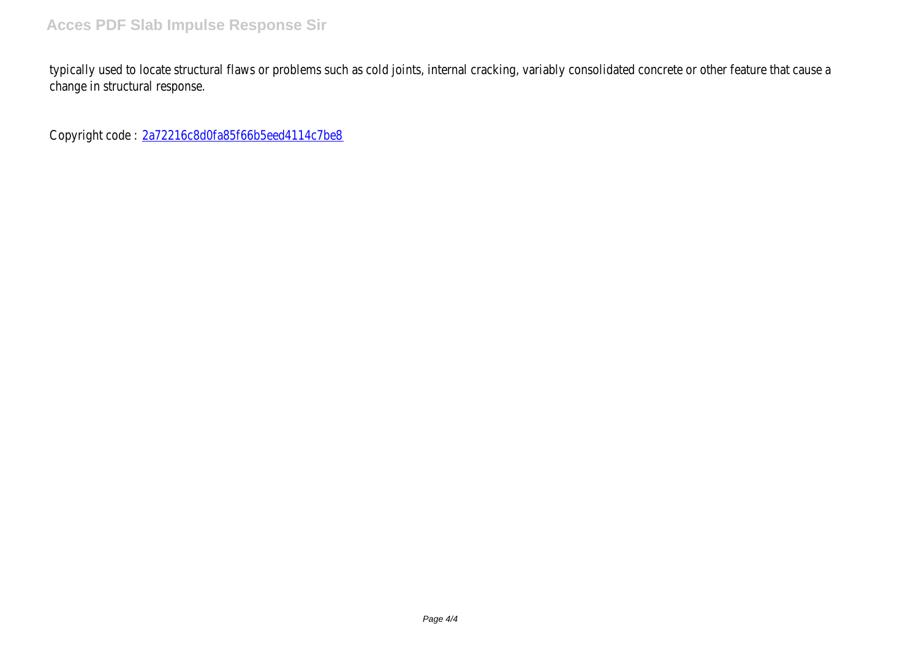typically used to locate structural flaws or problems such as cold joints, internal cracking, variably consolidated concrete or other feature that cause a change in structural response.

Copyright code : 2a72216c8d0fa85f66b5eed4114c7be8